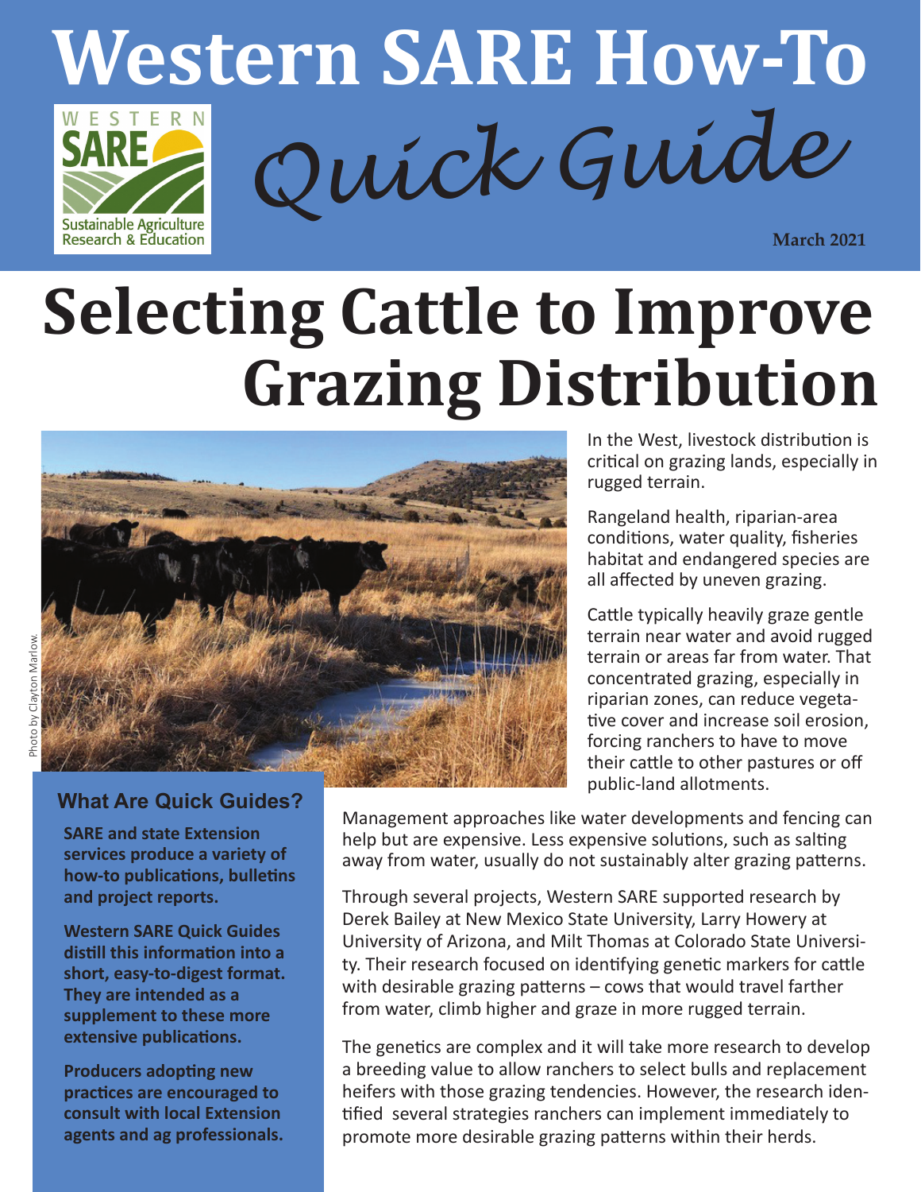# Western SARE How-To *Quick Guide*

WESTERN SARE Sustainable Agriculture Research & Education

March 2021

# Selecting Cattle to Improve Grazing Distribution

Photo by Clayton Marlow.

In the West, livestock distribution is critical on grazing lands, especially in rugged terrain.

Rangeland health, riparian-area conditions, water quality, fisheries habitat and endangered species are all affected by uneven grazing.

Cattle typically heavily graze gentle terrain near water and avoid rugged terrain or areas far from water. That concentrated grazing, especially in riparian zones, can reduce vegetative cover and increase soil erosion, forcing ranchers to have to move their cattle to other pastures or off public-land allotments.

Management approaches like water developments and fencing can help but are expensive. Less expensive solutions, such as salting away from water, usually do not sustainably alter grazing patterns.

Through several projects, Western SARE supported research by Derek Bailey at New Mexico State University, Larry Howery at University of Arizona, and Milt Thomas at Colorado State University. Their research focused on identifying genetic markers for cattle with desirable grazing patterns – cows that would travel farther from water, climb higher and graze in more rugged terrain.

The genetics are complex and it will take more research to develop a breeding value to allow ranchers to select bulls and replacement heifers with those grazing tendencies. However, the research identified several strategies ranchers can implement immediately to promote more desirable grazing patterns within their herds.

### What Are Quick Guides?

**SARE and state Extension services produce a variety of how-to publications, bulletins and project reports.**

**Western SARE Quick Guides distill this information into a short, easy-to-digest format. They are intended as a supplement to these more extensive publications.**

**Producers adopting new practices are encouraged to consult with local Extension agents and ag professionals.**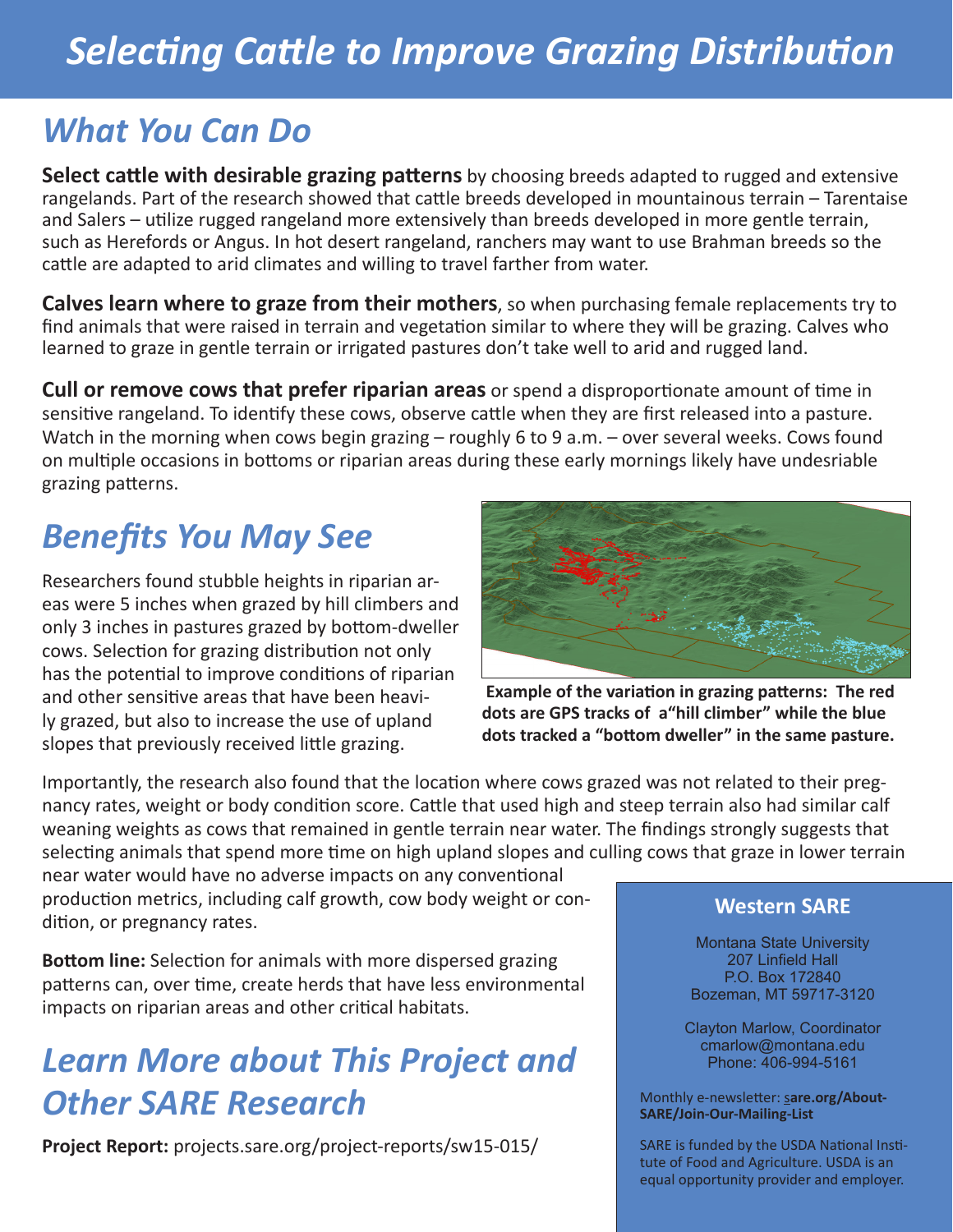# Selecting Cattle to Improve Grazing Distribution

## What You Can Do

**Select cattle with desirable grazing patterns** by choosing breeds adapted to rugged and extensive rangelands. Part of the research showed that cattle breeds developed in mountainous terrain – Tarentaise and Salers – utilize rugged rangeland more extensively than breeds developed in more gentle terrain, such as Herefords or Angus. In hot desert rangeland, ranchers may want to use Brahman breeds so the cattle are adapted to arid climates and willing to travel farther from water.

**Calves learn where to graze from their mothers**, so when purchasing female replacements try to find animals that were raised in terrain and vegetation similar to where they will be grazing. Calves who learned to graze in gentle terrain or irrigated pastures don't take well to arid and rugged land.

**Cull or remove cows that prefer riparian areas** or spend a disproportionate amount of time in sensitive rangeland. To identify these cows, observe cattle when they are first released into a pasture. Watch in the morning when cows begin grazing – roughly 6 to 9 a.m. – over several weeks. Cows found on multiple occasions in bottoms or riparian areas during these early mornings likely have undesriable grazing patterns.

## Benefits You May See

Researchers found stubble heights in riparian areas were 5 inches when grazed by hill climbers and only 3 inches in pastures grazed by bottom-dweller cows. Selection for grazing distribution not only has the potential to improve conditions of riparian and other sensitive areas that have been heavily grazed, but also to increase the use of upland slopes that previously received little grazing.

**Example of the variation in grazing patterns: The red dots are GPS tracks of a"hill climber" while the blue dots tracked a "bottom dweller" in the same pasture.**

Importantly, the research also found that the location where cows grazed was not related to their pregnancy rates, weight or body condition score. Cattle that used high and steep terrain also had similar calf weaning weights as cows that remained in gentle terrain near water. The findings strongly suggests that selecting animals that spend more time on high upland slopes and culling cows that graze in lower terrain near water would have no adverse impacts on any conventional production metrics, including calf growth, cow body weight or condition, or pregnancy rates.

**Bottom line:** Selection for animals with more dispersed grazing patterns can, over time, create herds that have less environmental impacts on riparian areas and other critical habitats.

## Learn More about This Project and Other SARE Research

**Project Report:** projects.sare.org/project-reports/sw15-015/

**Western SARE**

Montana State University
207 Linfield Hall
P.O. Box 172840
Bozeman, MT 59717-3120

Clayton Marlow, Coordinator
cmarlow@montana.edu
Phone: 406-994-5161

Monthly e-newsletter: **sare.org/About-SARE/Join-Our-Mailing-List**

SARE is funded by the USDA National Institute of Food and Agriculture. USDA is an equal opportunity provider and employer.